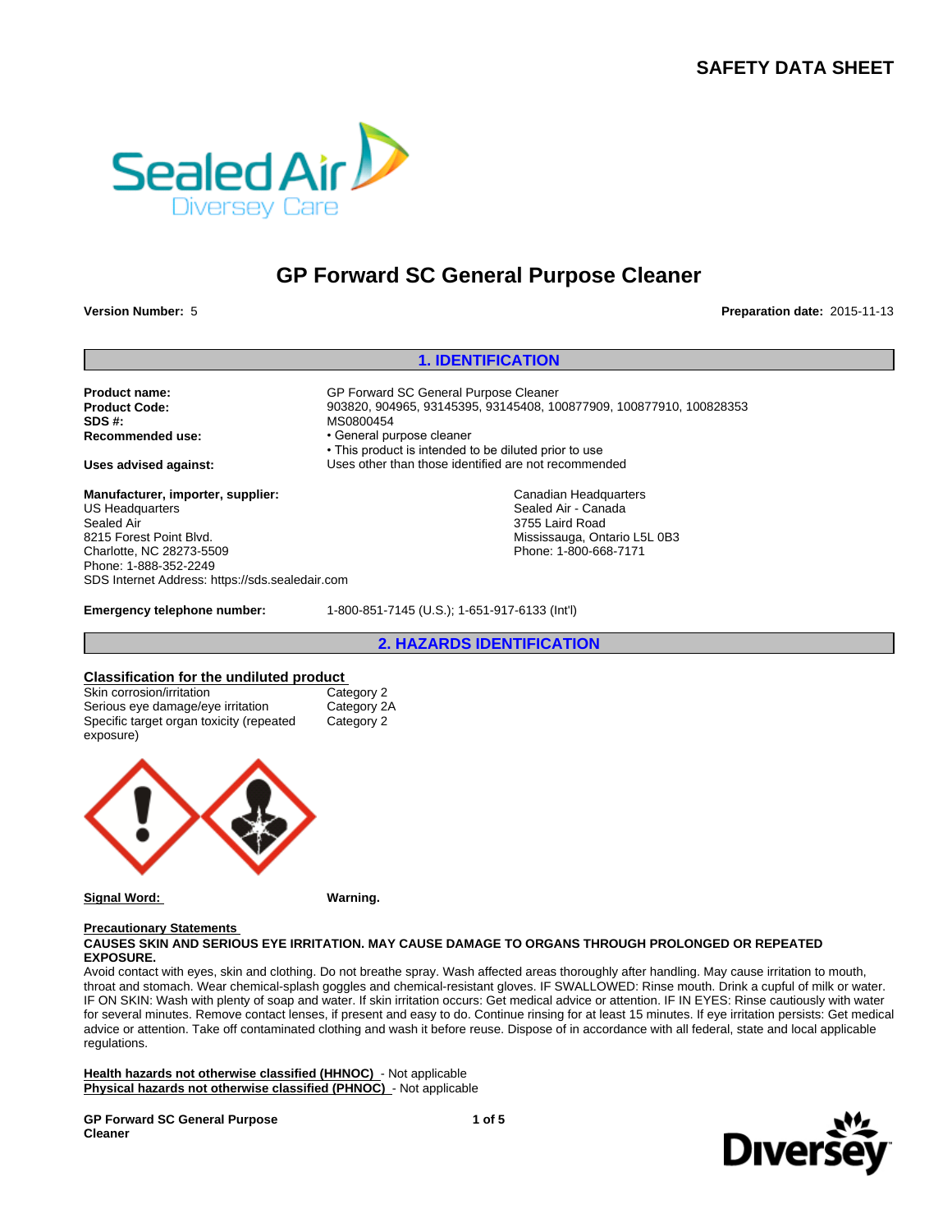# SAFETY DATA SHEET

## GP Forward SC General Purpose Cleaner

**Version Number:** 5

**Preparation date:** 2015-11-13

## 1. IDENTIFICATION

**Product name:** GP Forward SC General Purpose Cleaner

**Product Code:** 903820, 904965, 93145395, 93145408, 100877909, 100877910, 100828353

**SDS #:** MS0800454

**Recommended use:**
- General purpose cleaner
- This product is intended to be diluted prior to use

**Uses advised against:** Uses other than those identified are not recommended

**Manufacturer, importer, supplier:**

US Headquarters
Sealed Air
8215 Forest Point Blvd.
Charlotte, NC 28273-5509
Phone: 1-888-352-2249
SDS Internet Address: https://sds.sealedair.com

Canadian Headquarters
Sealed Air - Canada
3755 Laird Road
Mississauga, Ontario L5L 0B3
Phone: 1-800-668-7171

**Emergency telephone number:** 1-800-851-7145 (U.S.); 1-651-917-6133 (Int'l)

## 2. HAZARDS IDENTIFICATION

**Classification for the undiluted product**

| | |
|---|---|
| Skin corrosion/irritation | Category 2 |
| Serious eye damage/eye irritation | Category 2A |
| Specific target organ toxicity (repeated exposure) | Category 2 |

**Signal Word:** **Warning.**

**Precautionary Statements**

**CAUSES SKIN AND SERIOUS EYE IRRITATION. MAY CAUSE DAMAGE TO ORGANS THROUGH PROLONGED OR REPEATED EXPOSURE.**

Avoid contact with eyes, skin and clothing. Do not breathe spray. Wash affected areas thoroughly after handling. May cause irritation to mouth, throat and stomach. Wear chemical-splash goggles and chemical-resistant gloves. IF SWALLOWED: Rinse mouth. Drink a cupful of milk or water. IF ON SKIN: Wash with plenty of soap and water. If skin irritation occurs: Get medical advice or attention. IF IN EYES: Rinse cautiously with water for several minutes. Remove contact lenses, if present and easy to do. Continue rinsing for at least 15 minutes. If eye irritation persists: Get medical advice or attention. Take off contaminated clothing and wash it before reuse. Dispose of in accordance with all federal, state and local applicable regulations.

**Health hazards not otherwise classified (HHNOC)** - Not applicable

**Physical hazards not otherwise classified (PHNOC)** - Not applicable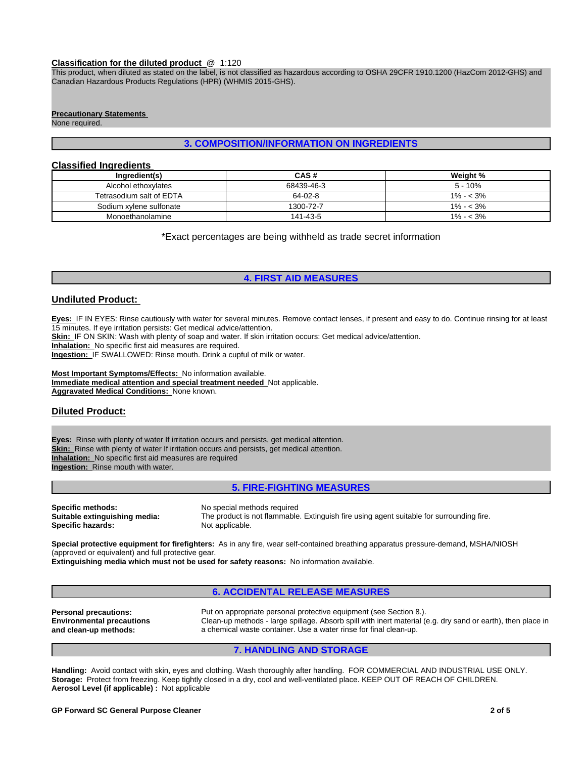**Classification for the diluted product** @ 1:120

This product, when diluted as stated on the label, is not classified as hazardous according to OSHA 29CFR 1910.1200 (HazCom 2012-GHS) and Canadian Hazardous Products Regulations (HPR) (WHMIS 2015-GHS).

**Precautionary Statements**

None required.

## 3. COMPOSITION/INFORMATION ON INGREDIENTS

### Classified Ingredients

| Ingredient(s) | CAS # | Weight % |
|---|---|---|
| Alcohol ethoxylates | 68439-46-3 | 5 - 10% |
| Tetrasodium salt of EDTA | 64-02-8 | 1% - < 3% |
| Sodium xylene sulfonate | 1300-72-7 | 1% - < 3% |
| Monoethanolamine | 141-43-5 | 1% - < 3% |

*Exact percentages are being withheld as trade secret information

## 4. FIRST AID MEASURES

### Undiluted Product:

**Eyes:** IF IN EYES: Rinse cautiously with water for several minutes. Remove contact lenses, if present and easy to do. Continue rinsing for at least 15 minutes. If eye irritation persists: Get medical advice/attention.
**Skin:** IF ON SKIN: Wash with plenty of soap and water. If skin irritation occurs: Get medical advice/attention.
**Inhalation:** No specific first aid measures are required.
**Ingestion:** IF SWALLOWED: Rinse mouth. Drink a cupful of milk or water.

**Most Important Symptoms/Effects:** No information available.
**Immediate medical attention and special treatment needed** Not applicable.
**Aggravated Medical Conditions:** None known.

### Diluted Product:

**Eyes:** Rinse with plenty of water If irritation occurs and persists, get medical attention.
**Skin:** Rinse with plenty of water If irritation occurs and persists, get medical attention.
**Inhalation:** No specific first aid measures are required
**Ingestion:** Rinse mouth with water.

## 5. FIRE-FIGHTING MEASURES

**Specific methods:** No special methods required
**Suitable extinguishing media:** The product is not flammable. Extinguish fire using agent suitable for surrounding fire.
**Specific hazards:** Not applicable.

**Special protective equipment for firefighters:** As in any fire, wear self-contained breathing apparatus pressure-demand, MSHA/NIOSH (approved or equivalent) and full protective gear.
**Extinguishing media which must not be used for safety reasons:** No information available.

## 6. ACCIDENTAL RELEASE MEASURES

**Personal precautions:** Put on appropriate personal protective equipment (see Section 8.).
**Environmental precautions and clean-up methods:** Clean-up methods - large spillage. Absorb spill with inert material (e.g. dry sand or earth), then place in a chemical waste container. Use a water rinse for final clean-up.

## 7. HANDLING AND STORAGE

**Handling:** Avoid contact with skin, eyes and clothing. Wash thoroughly after handling. FOR COMMERCIAL AND INDUSTRIAL USE ONLY.
**Storage:** Protect from freezing. Keep tightly closed in a dry, cool and well-ventilated place. KEEP OUT OF REACH OF CHILDREN.
**Aerosol Level (if applicable) :** Not applicable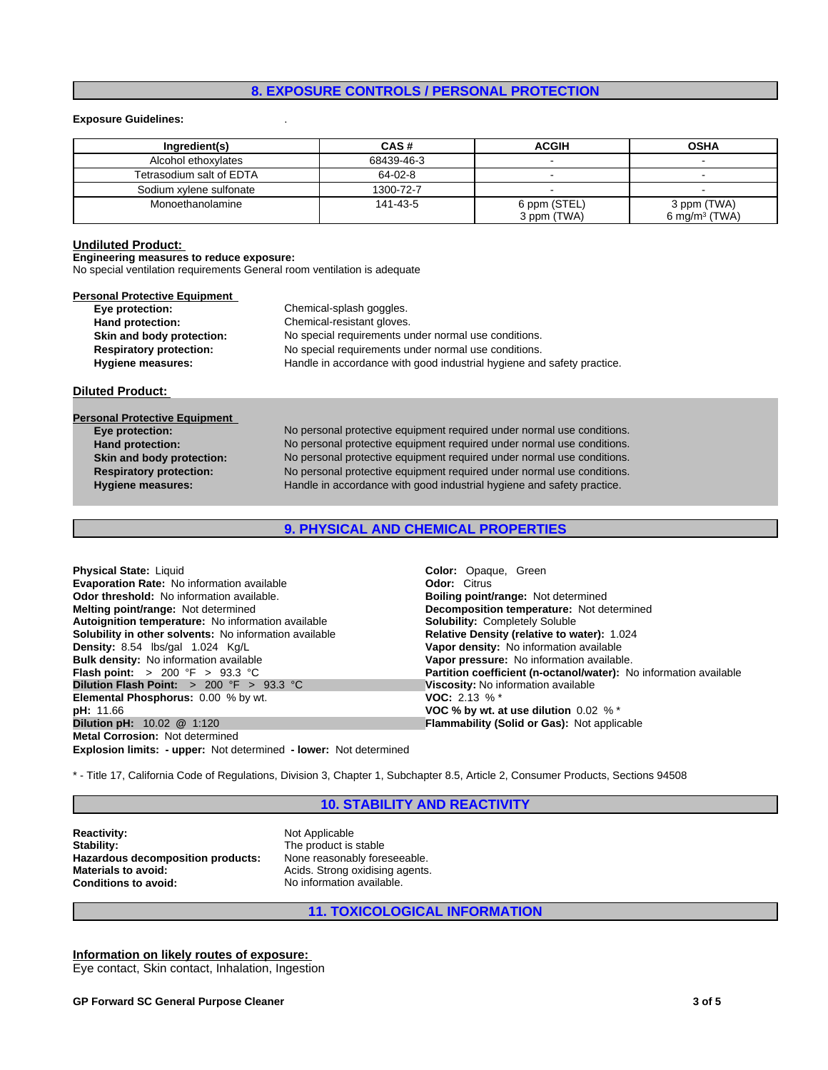## 8. EXPOSURE CONTROLS / PERSONAL PROTECTION

**Exposure Guidelines:** .

| Ingredient(s) | CAS # | ACGIH | OSHA |
|---|---|---|---|
| Alcohol ethoxylates | 68439-46-3 | - | - |
| Tetrasodium salt of EDTA | 64-02-8 | - | - |
| Sodium xylene sulfonate | 1300-72-7 | - | - |
| Monoethanolamine | 141-43-5 | 6 ppm (STEL)<br>3 ppm (TWA) | 3 ppm (TWA)<br>6 mg/m³ (TWA) |

### Undiluted Product:

**Engineering measures to reduce exposure:**
No special ventilation requirements General room ventilation is adequate

**Personal Protective Equipment**

- **Eye protection:** Chemical-splash goggles.
- **Hand protection:** Chemical-resistant gloves.
- **Skin and body protection:** No special requirements under normal use conditions.
- **Respiratory protection:** No special requirements under normal use conditions.
- **Hygiene measures:** Handle in accordance with good industrial hygiene and safety practice.

### Diluted Product:

**Personal Protective Equipment**

- **Eye protection:** No personal protective equipment required under normal use conditions.
- **Hand protection:** No personal protective equipment required under normal use conditions.
- **Skin and body protection:** No personal protective equipment required under normal use conditions.
- **Respiratory protection:** No personal protective equipment required under normal use conditions.
- **Hygiene measures:** Handle in accordance with good industrial hygiene and safety practice.

## 9. PHYSICAL AND CHEMICAL PROPERTIES

**Physical State:** Liquid
**Evaporation Rate:** No information available
**Odor threshold:** No information available.
**Melting point/range:** Not determined
**Autoignition temperature:** No information available
**Solubility in other solvents:** No information available
**Density:** 8.54 lbs/gal 1.024 Kg/L
**Bulk density:** No information available
**Flash point:** > 200 °F > 93.3 °C
**Dilution Flash Point:** > 200 °F > 93.3 °C
**Elemental Phosphorus:** 0.00 % by wt.
**pH:** 11.66
**Dilution pH:** 10.02 @ 1:120
**Metal Corrosion:** Not determined
**Explosion limits: - upper:** Not determined **- lower:** Not determined

**Color:** Opaque, Green
**Odor:** Citrus
**Boiling point/range:** Not determined
**Decomposition temperature:** Not determined
**Solubility:** Completely Soluble
**Relative Density (relative to water):** 1.024
**Vapor density:** No information available
**Vapor pressure:** No information available.
**Partition coefficient (n-octanol/water):** No information available
**Viscosity:** No information available
**VOC:** 2.13 % *
**VOC % by wt. at use dilution** 0.02 % *
**Flammability (Solid or Gas):** Not applicable

* - Title 17, California Code of Regulations, Division 3, Chapter 1, Subchapter 8.5, Article 2, Consumer Products, Sections 94508

## 10. STABILITY AND REACTIVITY

- **Reactivity:** Not Applicable
- **Stability:** The product is stable
- **Hazardous decomposition products:** None reasonably foreseeable.
- **Materials to avoid:** Acids. Strong oxidising agents.
- **Conditions to avoid:** No information available.

## 11. TOXICOLOGICAL INFORMATION

**Information on likely routes of exposure:**
Eye contact, Skin contact, Inhalation, Ingestion

GP Forward SC General Purpose Cleaner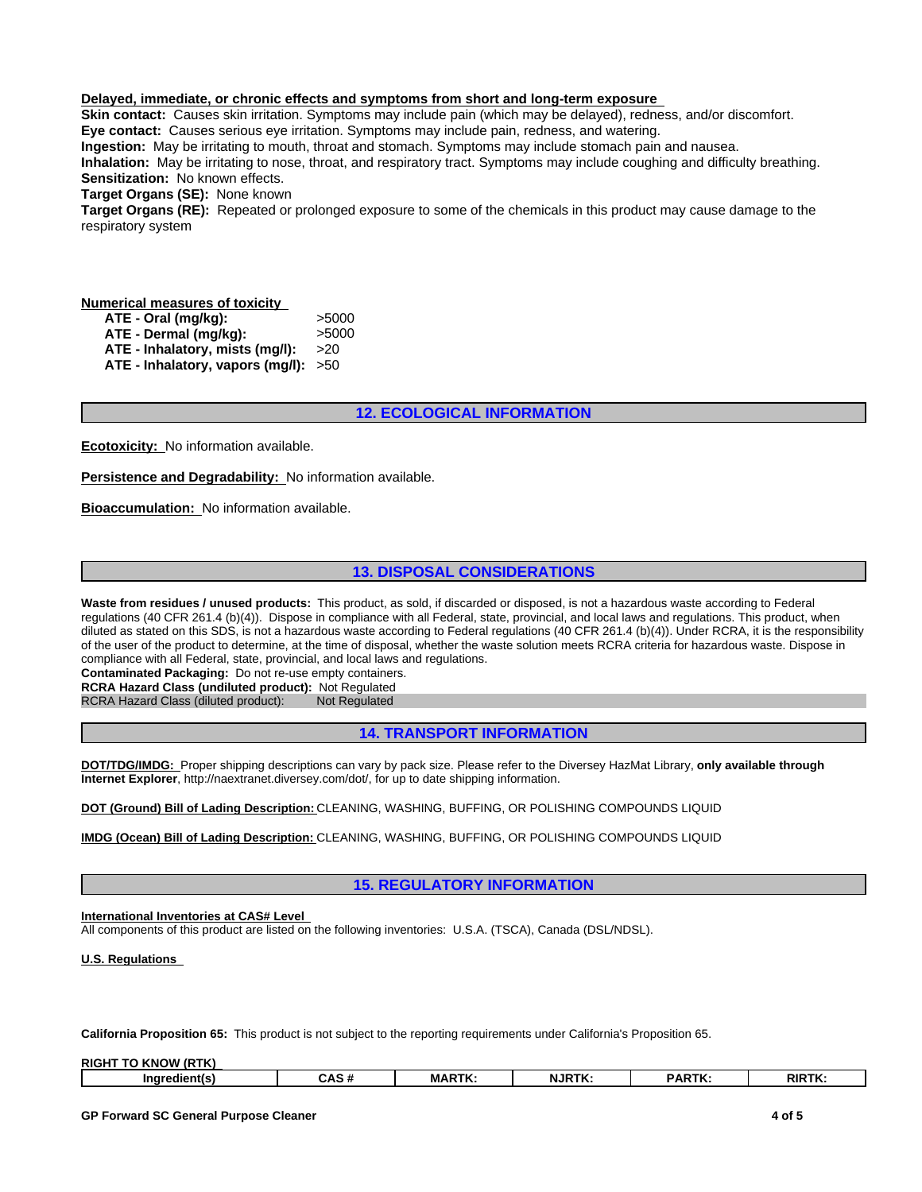**Delayed, immediate, or chronic effects and symptoms from short and long-term exposure**

**Skin contact:** Causes skin irritation. Symptoms may include pain (which may be delayed), redness, and/or discomfort.
**Eye contact:** Causes serious eye irritation. Symptoms may include pain, redness, and watering.
**Ingestion:** May be irritating to mouth, throat and stomach. Symptoms may include stomach pain and nausea.
**Inhalation:** May be irritating to nose, throat, and respiratory tract. Symptoms may include coughing and difficulty breathing.
**Sensitization:** No known effects.
**Target Organs (SE):** None known
**Target Organs (RE):** Repeated or prolonged exposure to some of the chemicals in this product may cause damage to the respiratory system

**Numerical measures of toxicity**

| | |
|---|---|
| **ATE - Oral (mg/kg):** | >5000 |
| **ATE - Dermal (mg/kg):** | >5000 |
| **ATE - Inhalatory, mists (mg/l):** | >20 |
| **ATE - Inhalatory, vapors (mg/l):** | >50 |

## 12. ECOLOGICAL INFORMATION

**Ecotoxicity:** No information available.

**Persistence and Degradability:** No information available.

**Bioaccumulation:** No information available.

## 13. DISPOSAL CONSIDERATIONS

**Waste from residues / unused products:** This product, as sold, if discarded or disposed, is not a hazardous waste according to Federal regulations (40 CFR 261.4 (b)(4)). Dispose in compliance with all Federal, state, provincial, and local laws and regulations. This product, when diluted as stated on this SDS, is not a hazardous waste according to Federal regulations (40 CFR 261.4 (b)(4)). Under RCRA, it is the responsibility of the user of the product to determine, at the time of disposal, whether the waste solution meets RCRA criteria for hazardous waste. Dispose in compliance with all Federal, state, provincial, and local laws and regulations.
**Contaminated Packaging:** Do not re-use empty containers.
**RCRA Hazard Class (undiluted product):** Not Regulated
RCRA Hazard Class (diluted product): Not Regulated

## 14. TRANSPORT INFORMATION

**DOT/TDG/IMDG:** Proper shipping descriptions can vary by pack size. Please refer to the Diversey HazMat Library, **only available through Internet Explorer**, http://naextranet.diversey.com/dot/, for up to date shipping information.

**DOT (Ground) Bill of Lading Description:** CLEANING, WASHING, BUFFING, OR POLISHING COMPOUNDS LIQUID

**IMDG (Ocean) Bill of Lading Description:** CLEANING, WASHING, BUFFING, OR POLISHING COMPOUNDS LIQUID

## 15. REGULATORY INFORMATION

**International Inventories at CAS# Level**
All components of this product are listed on the following inventories: U.S.A. (TSCA), Canada (DSL/NDSL).

**U.S. Regulations**

**California Proposition 65:** This product is not subject to the reporting requirements under California's Proposition 65.

**RIGHT TO KNOW (RTK)**

| Ingredient(s) | CAS # | MARTK: | NJRTK: | PARTK: | RIRTK: |
|---|---|---|---|---|---|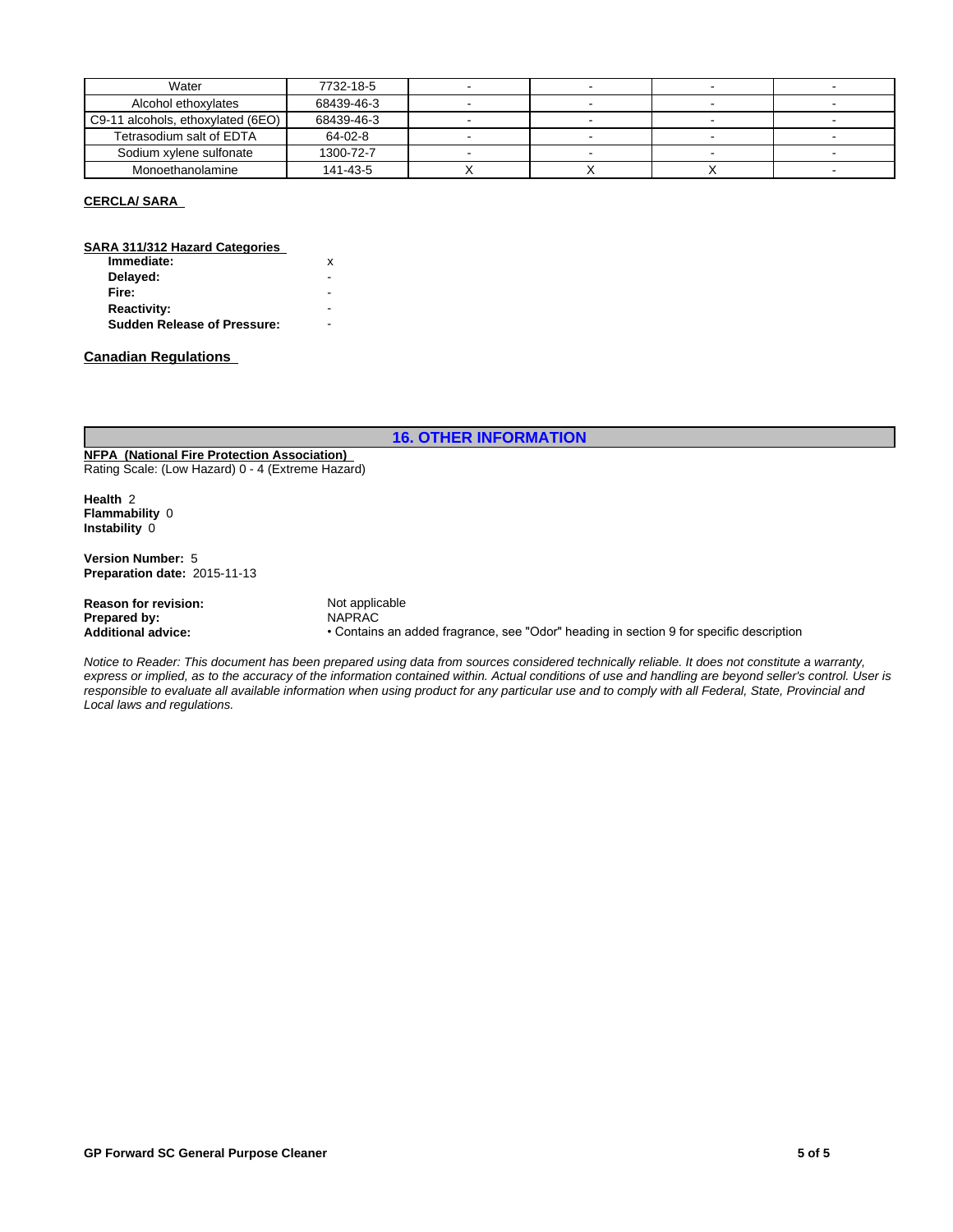| | | | | | |
|---|---|---|---|---|---|
| Water | 7732-18-5 | - | - | - | - |
| Alcohol ethoxylates | 68439-46-3 | - | - | - | - |
| C9-11 alcohols, ethoxylated (6EO) | 68439-46-3 | - | - | - | - |
| Tetrasodium salt of EDTA | 64-02-8 | - | - | - | - |
| Sodium xylene sulfonate | 1300-72-7 | - | - | - | - |
| Monoethanolamine | 141-43-5 | X | X | X | - |

**CERCLA/ SARA**

**SARA 311/312 Hazard Categories**

| | |
|---|---|
| **Immediate:** | x |
| **Delayed:** | - |
| **Fire:** | - |
| **Reactivity:** | - |
| **Sudden Release of Pressure:** | - |

**Canadian Regulations**

## 16. OTHER INFORMATION

**NFPA (National Fire Protection Association)**
Rating Scale: (Low Hazard) 0 - 4 (Extreme Hazard)

**Health** 2
**Flammability** 0
**Instability** 0

**Version Number:** 5
**Preparation date:** 2015-11-13

**Reason for revision:** Not applicable
**Prepared by:** NAPRAC
**Additional advice:** • Contains an added fragrance, see "Odor" heading in section 9 for specific description

*Notice to Reader: This document has been prepared using data from sources considered technically reliable. It does not constitute a warranty, express or implied, as to the accuracy of the information contained within. Actual conditions of use and handling are beyond seller's control. User is responsible to evaluate all available information when using product for any particular use and to comply with all Federal, State, Provincial and Local laws and regulations.*